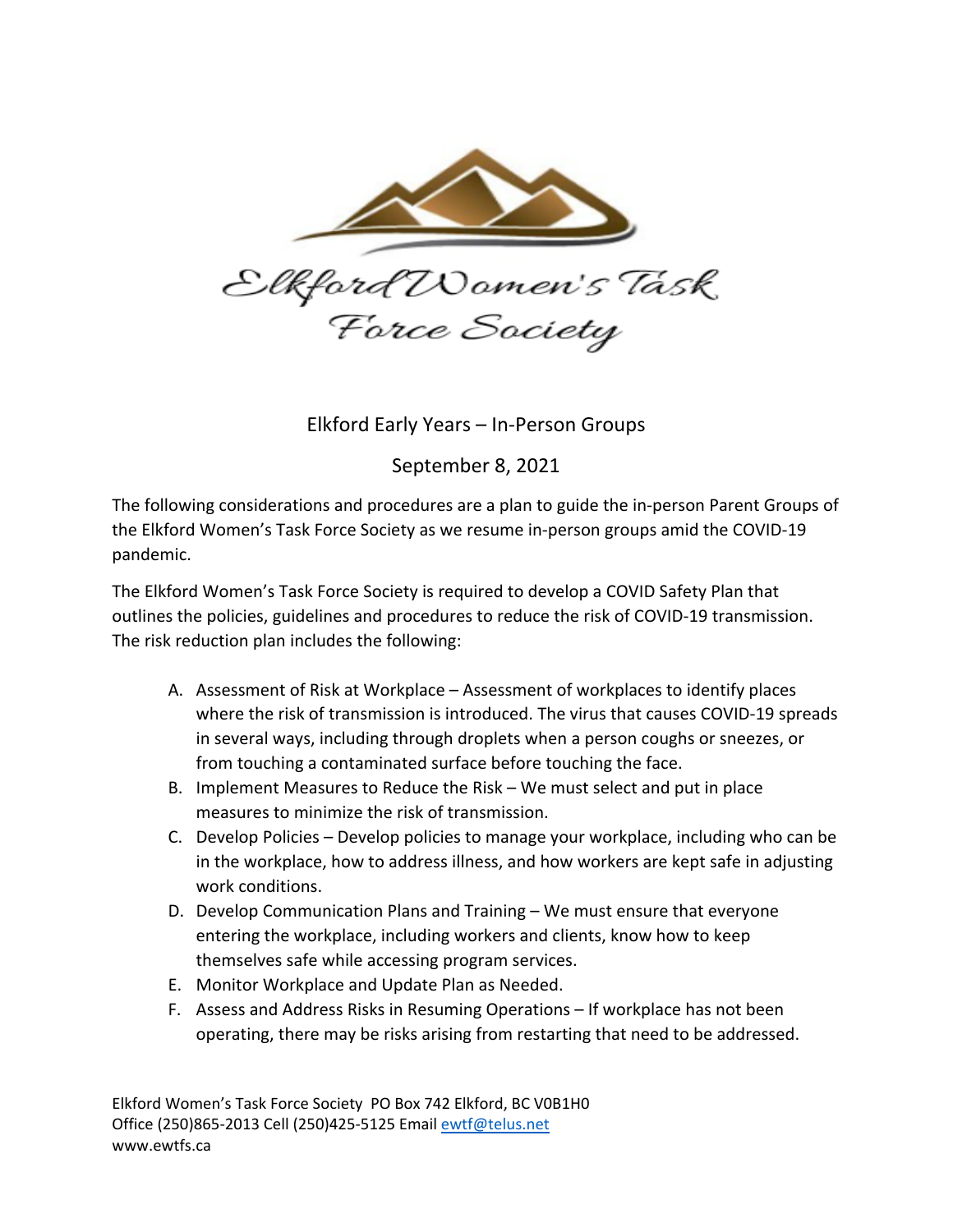Elkford Women's Task Force Society

# Elkford Early Years – In-Person Groups

## September 8, 2021

The following considerations and procedures are a plan to guide the in-person Parent Groups of the Elkford Women's Task Force Society as we resume in-person groups amid the COVID-19 pandemic.

The Elkford Women's Task Force Society is required to develop a COVID Safety Plan that outlines the policies, guidelines and procedures to reduce the risk of COVID-19 transmission. The risk reduction plan includes the following:

A. Assessment of Risk at Workplace – Assessment of workplaces to identify places where the risk of transmission is introduced. The virus that causes COVID-19 spreads in several ways, including through droplets when a person coughs or sneezes, or from touching a contaminated surface before touching the face.
B. Implement Measures to Reduce the Risk – We must select and put in place measures to minimize the risk of transmission.
C. Develop Policies – Develop policies to manage your workplace, including who can be in the workplace, how to address illness, and how workers are kept safe in adjusting work conditions.
D. Develop Communication Plans and Training – We must ensure that everyone entering the workplace, including workers and clients, know how to keep themselves safe while accessing program services.
E. Monitor Workplace and Update Plan as Needed.
F. Assess and Address Risks in Resuming Operations – If workplace has not been operating, there may be risks arising from restarting that need to be addressed.

Elkford Women's Task Force Society PO Box 742 Elkford, BC V0B1H0
Office (250)865-2013 Cell (250)425-5125 Email ewtf@telus.net
www.ewtfs.ca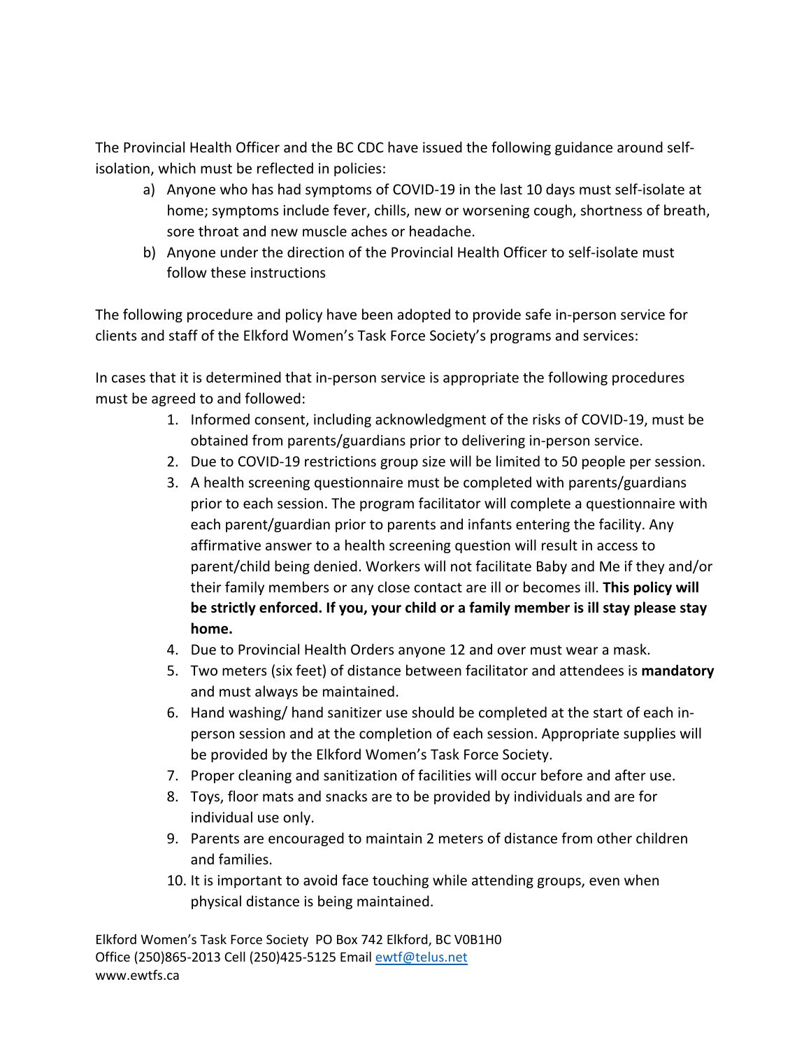The Provincial Health Officer and the BC CDC have issued the following guidance around self-isolation, which must be reflected in policies:

a) Anyone who has had symptoms of COVID-19 in the last 10 days must self-isolate at home; symptoms include fever, chills, new or worsening cough, shortness of breath, sore throat and new muscle aches or headache.
b) Anyone under the direction of the Provincial Health Officer to self-isolate must follow these instructions

The following procedure and policy have been adopted to provide safe in-person service for clients and staff of the Elkford Women's Task Force Society's programs and services:

In cases that it is determined that in-person service is appropriate the following procedures must be agreed to and followed:

1. Informed consent, including acknowledgment of the risks of COVID-19, must be obtained from parents/guardians prior to delivering in-person service.
2. Due to COVID-19 restrictions group size will be limited to 50 people per session.
3. A health screening questionnaire must be completed with parents/guardians prior to each session. The program facilitator will complete a questionnaire with each parent/guardian prior to parents and infants entering the facility. Any affirmative answer to a health screening question will result in access to parent/child being denied. Workers will not facilitate Baby and Me if they and/or their family members or any close contact are ill or becomes ill. **This policy will be strictly enforced. If you, your child or a family member is ill stay please stay home.**
4. Due to Provincial Health Orders anyone 12 and over must wear a mask.
5. Two meters (six feet) of distance between facilitator and attendees is **mandatory** and must always be maintained.
6. Hand washing/ hand sanitizer use should be completed at the start of each in-person session and at the completion of each session. Appropriate supplies will be provided by the Elkford Women's Task Force Society.
7. Proper cleaning and sanitization of facilities will occur before and after use.
8. Toys, floor mats and snacks are to be provided by individuals and are for individual use only.
9. Parents are encouraged to maintain 2 meters of distance from other children and families.
10. It is important to avoid face touching while attending groups, even when physical distance is being maintained.

Elkford Women's Task Force Society PO Box 742 Elkford, BC V0B1H0
Office (250)865-2013 Cell (250)425-5125 Email ewtf@telus.net
www.ewtfs.ca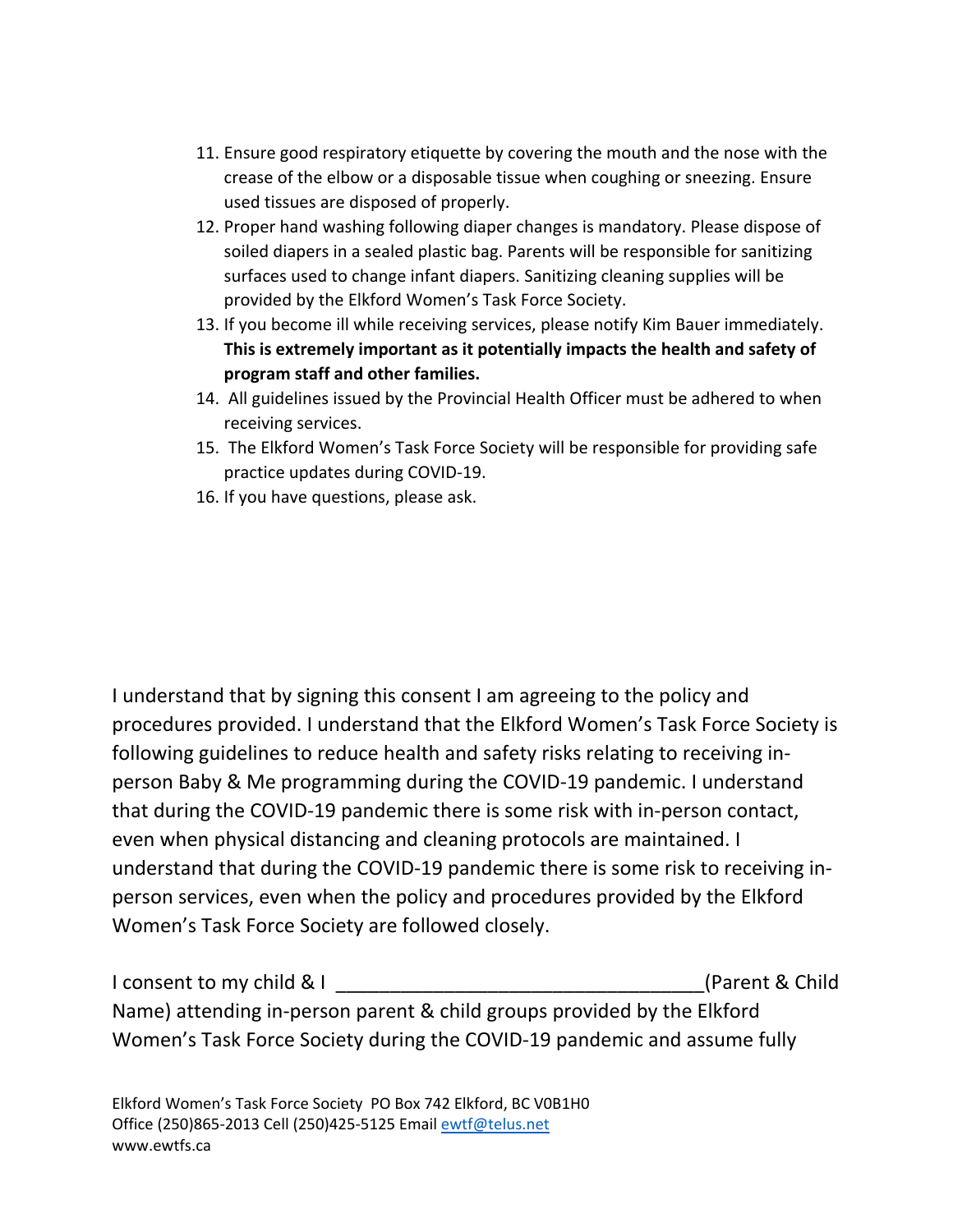11. Ensure good respiratory etiquette by covering the mouth and the nose with the crease of the elbow or a disposable tissue when coughing or sneezing. Ensure used tissues are disposed of properly.
12. Proper hand washing following diaper changes is mandatory. Please dispose of soiled diapers in a sealed plastic bag. Parents will be responsible for sanitizing surfaces used to change infant diapers. Sanitizing cleaning supplies will be provided by the Elkford Women's Task Force Society.
13. If you become ill while receiving services, please notify Kim Bauer immediately. **This is extremely important as it potentially impacts the health and safety of program staff and other families.**
14. All guidelines issued by the Provincial Health Officer must be adhered to when receiving services.
15. The Elkford Women's Task Force Society will be responsible for providing safe practice updates during COVID-19.
16. If you have questions, please ask.

I understand that by signing this consent I am agreeing to the policy and procedures provided. I understand that the Elkford Women's Task Force Society is following guidelines to reduce health and safety risks relating to receiving in-person Baby & Me programming during the COVID-19 pandemic. I understand that during the COVID-19 pandemic there is some risk with in-person contact, even when physical distancing and cleaning protocols are maintained. I understand that during the COVID-19 pandemic there is some risk to receiving in-person services, even when the policy and procedures provided by the Elkford Women's Task Force Society are followed closely.

I consent to my child & I __________________________________(Parent & Child Name) attending in-person parent & child groups provided by the Elkford Women's Task Force Society during the COVID-19 pandemic and assume fully

Elkford Women's Task Force Society PO Box 742 Elkford, BC V0B1H0
Office (250)865-2013 Cell (250)425-5125 Email ewtf@telus.net
www.ewtfs.ca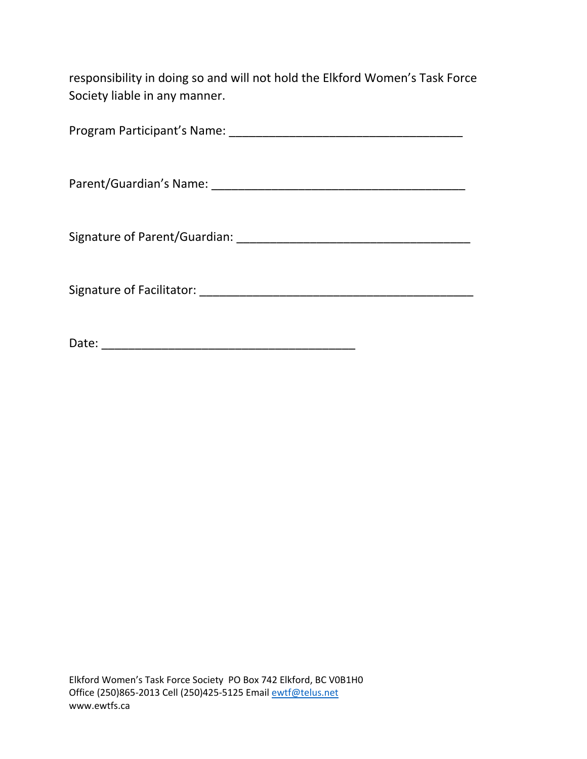responsibility in doing so and will not hold the Elkford Women's Task Force Society liable in any manner.

Program Participant's Name: ___________________________________

Parent/Guardian's Name: ______________________________________

Signature of Parent/Guardian: ___________________________________

Signature of Facilitator: _________________________________________

Date: ______________________________________